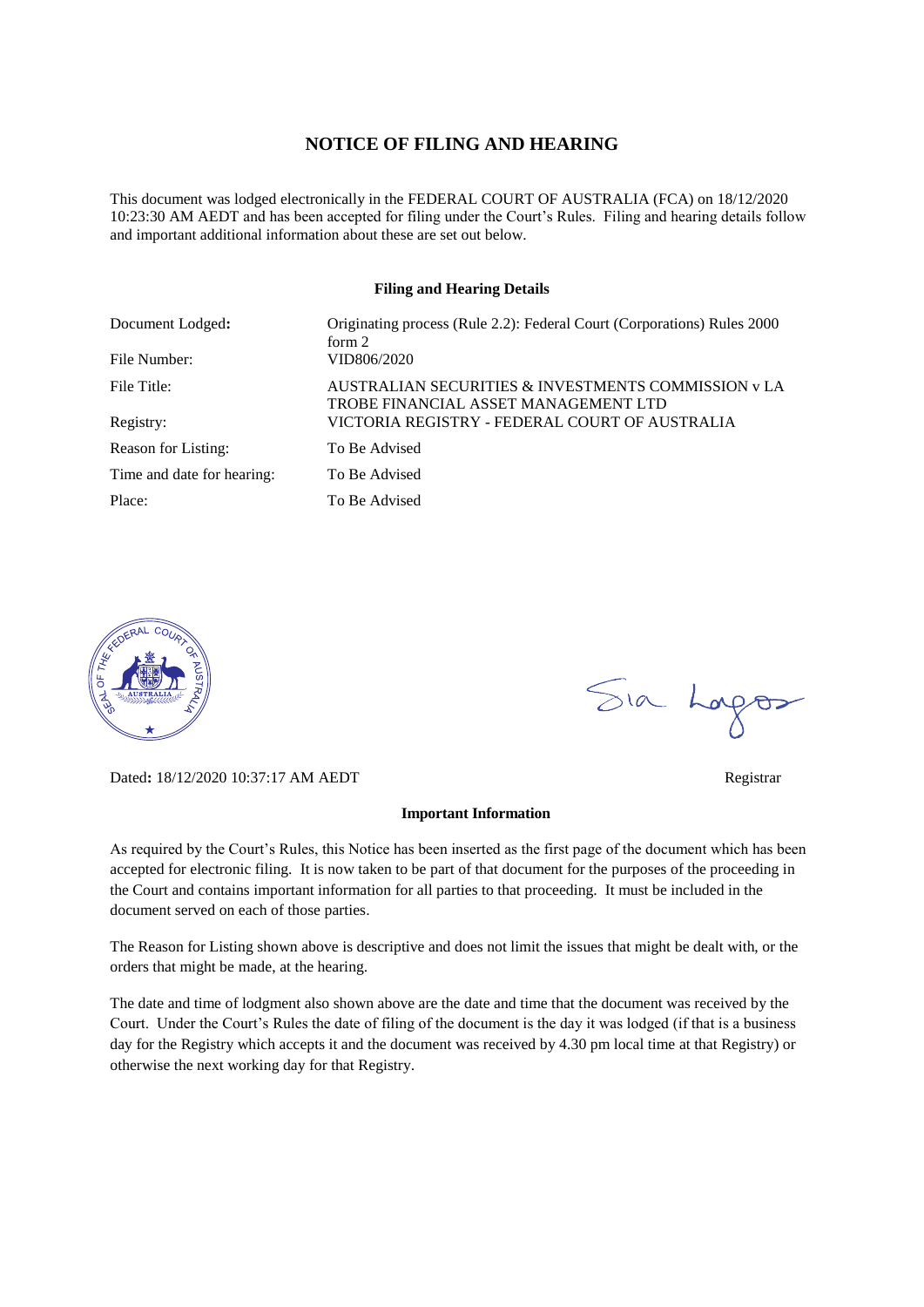# NOTICE OF FILING AND HEARING

This document was lodged electronically in the FEDERAL COURT OF AUSTRALIA (FCA) on 18/12/2020 10:23:30 AM AEDT and has been accepted for filing under the Court's Rules. Filing and hearing details follow and important additional information about these are set out below.

**Filing and Hearing Details**

| | |
|---|---|
| Document Lodged**:** | Originating process (Rule 2.2): Federal Court (Corporations) Rules 2000 form 2 |
| File Number: | VID806/2020 |
| File Title: | AUSTRALIAN SECURITIES & INVESTMENTS COMMISSION v LA TROBE FINANCIAL ASSET MANAGEMENT LTD |
| Registry: | VICTORIA REGISTRY - FEDERAL COURT OF AUSTRALIA |
| Reason for Listing: | To Be Advised |
| Time and date for hearing: | To Be Advised |
| Place: | To Be Advised |

Dated**:** 18/12/2020 10:37:17 AM AEDT

Registrar

**Important Information**

As required by the Court's Rules, this Notice has been inserted as the first page of the document which has been accepted for electronic filing. It is now taken to be part of that document for the purposes of the proceeding in the Court and contains important information for all parties to that proceeding. It must be included in the document served on each of those parties.

The Reason for Listing shown above is descriptive and does not limit the issues that might be dealt with, or the orders that might be made, at the hearing.

The date and time of lodgment also shown above are the date and time that the document was received by the Court. Under the Court's Rules the date of filing of the document is the day it was lodged (if that is a business day for the Registry which accepts it and the document was received by 4.30 pm local time at that Registry) or otherwise the next working day for that Registry.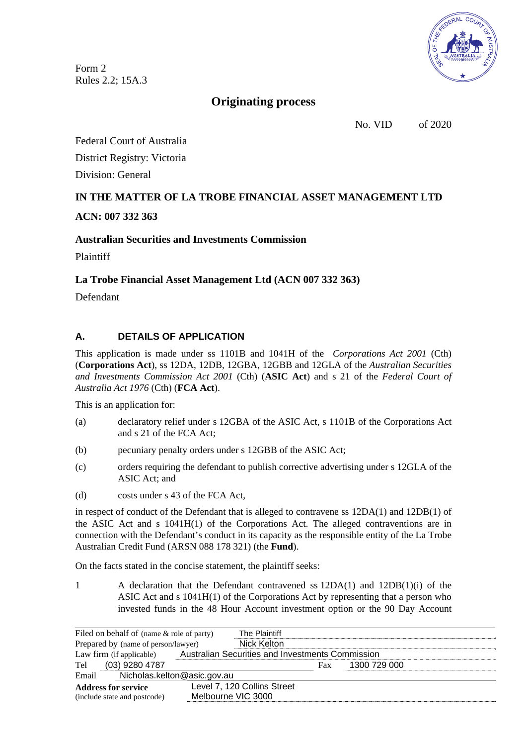Form 2
Rules 2.2; 15A.3

# Originating process

No. VID of 2020

Federal Court of Australia

District Registry: Victoria

Division: General

## IN THE MATTER OF LA TROBE FINANCIAL ASSET MANAGEMENT LTD

**ACN: 007 332 363**

**Australian Securities and Investments Commission**

Plaintiff

**La Trobe Financial Asset Management Ltd (ACN 007 332 363)**

Defendant

## A. DETAILS OF APPLICATION

This application is made under ss 1101B and 1041H of the *Corporations Act 2001* (Cth) (**Corporations Act**), ss 12DA, 12DB, 12GBA, 12GBB and 12GLA of the *Australian Securities and Investments Commission Act 2001* (Cth) (**ASIC Act**) and s 21 of the *Federal Court of Australia Act 1976* (Cth) (**FCA Act**).

This is an application for:

(a) declaratory relief under s 12GBA of the ASIC Act, s 1101B of the Corporations Act and s 21 of the FCA Act;

(b) pecuniary penalty orders under s 12GBB of the ASIC Act;

(c) orders requiring the defendant to publish corrective advertising under s 12GLA of the ASIC Act; and

(d) costs under s 43 of the FCA Act,

in respect of conduct of the Defendant that is alleged to contravene ss 12DA(1) and 12DB(1) of the ASIC Act and s 1041H(1) of the Corporations Act. The alleged contraventions are in connection with the Defendant's conduct in its capacity as the responsible entity of the La Trobe Australian Credit Fund (ARSN 088 178 321) (the **Fund**).

On the facts stated in the concise statement, the plaintiff seeks:

1 A declaration that the Defendant contravened ss 12DA(1) and 12DB(1)(i) of the ASIC Act and s 1041H(1) of the Corporations Act by representing that a person who invested funds in the 48 Hour Account investment option or the 90 Day Account

| | |
|---|---|
| Filed on behalf of (name & role of party) | The Plaintiff |
| Prepared by (name of person/lawyer) | Nick Kelton |
| Law firm (if applicable) | Australian Securities and Investments Commission |
| Tel | (03) 9280 4787 |
| Fax | 1300 729 000 |
| Email | Nicholas.kelton@asic.gov.au |
| **Address for service** (include state and postcode) | Level 7, 120 Collins Street Melbourne VIC 3000 |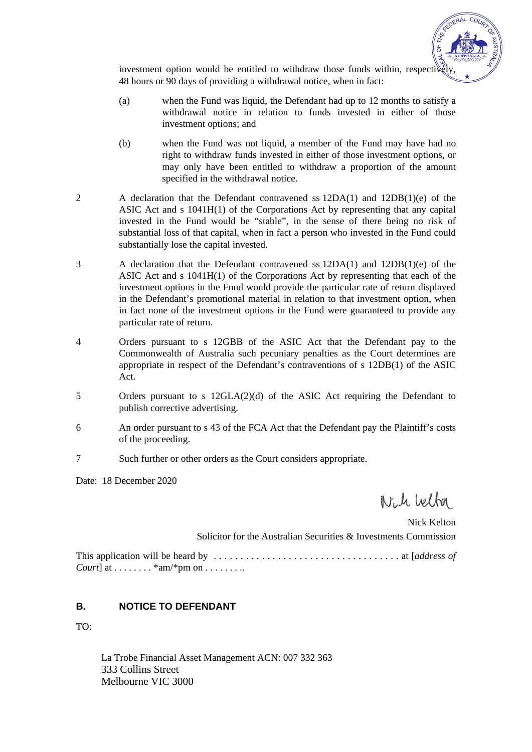investment option would be entitled to withdraw those funds within, respectively, 48 hours or 90 days of providing a withdrawal notice, when in fact:

(a) when the Fund was liquid, the Defendant had up to 12 months to satisfy a withdrawal notice in relation to funds invested in either of those investment options; and

(b) when the Fund was not liquid, a member of the Fund may have had no right to withdraw funds invested in either of those investment options, or may only have been entitled to withdraw a proportion of the amount specified in the withdrawal notice.

2 A declaration that the Defendant contravened ss 12DA(1) and 12DB(1)(e) of the ASIC Act and s 1041H(1) of the Corporations Act by representing that any capital invested in the Fund would be "stable", in the sense of there being no risk of substantial loss of that capital, when in fact a person who invested in the Fund could substantially lose the capital invested.

3 A declaration that the Defendant contravened ss 12DA(1) and 12DB(1)(e) of the ASIC Act and s 1041H(1) of the Corporations Act by representing that each of the investment options in the Fund would provide the particular rate of return displayed in the Defendant's promotional material in relation to that investment option, when in fact none of the investment options in the Fund were guaranteed to provide any particular rate of return.

4 Orders pursuant to s 12GBB of the ASIC Act that the Defendant pay to the Commonwealth of Australia such pecuniary penalties as the Court determines are appropriate in respect of the Defendant's contraventions of s 12DB(1) of the ASIC Act.

5 Orders pursuant to s 12GLA(2)(d) of the ASIC Act requiring the Defendant to publish corrective advertising.

6 An order pursuant to s 43 of the FCA Act that the Defendant pay the Plaintiff's costs of the proceeding.

7 Such further or other orders as the Court considers appropriate.

Date: 18 December 2020

Nick Kelton
Solicitor for the Australian Securities & Investments Commission

This application will be heard by . . . . . . . . . . . . . . . . . . . . . . . . . . . . . . . . . . . . at [*address of Court*] at . . . . . . . . *am/*pm on . . . . . . . . .

## B. NOTICE TO DEFENDANT

TO:

La Trobe Financial Asset Management ACN: 007 332 363
333 Collins Street
Melbourne VIC 3000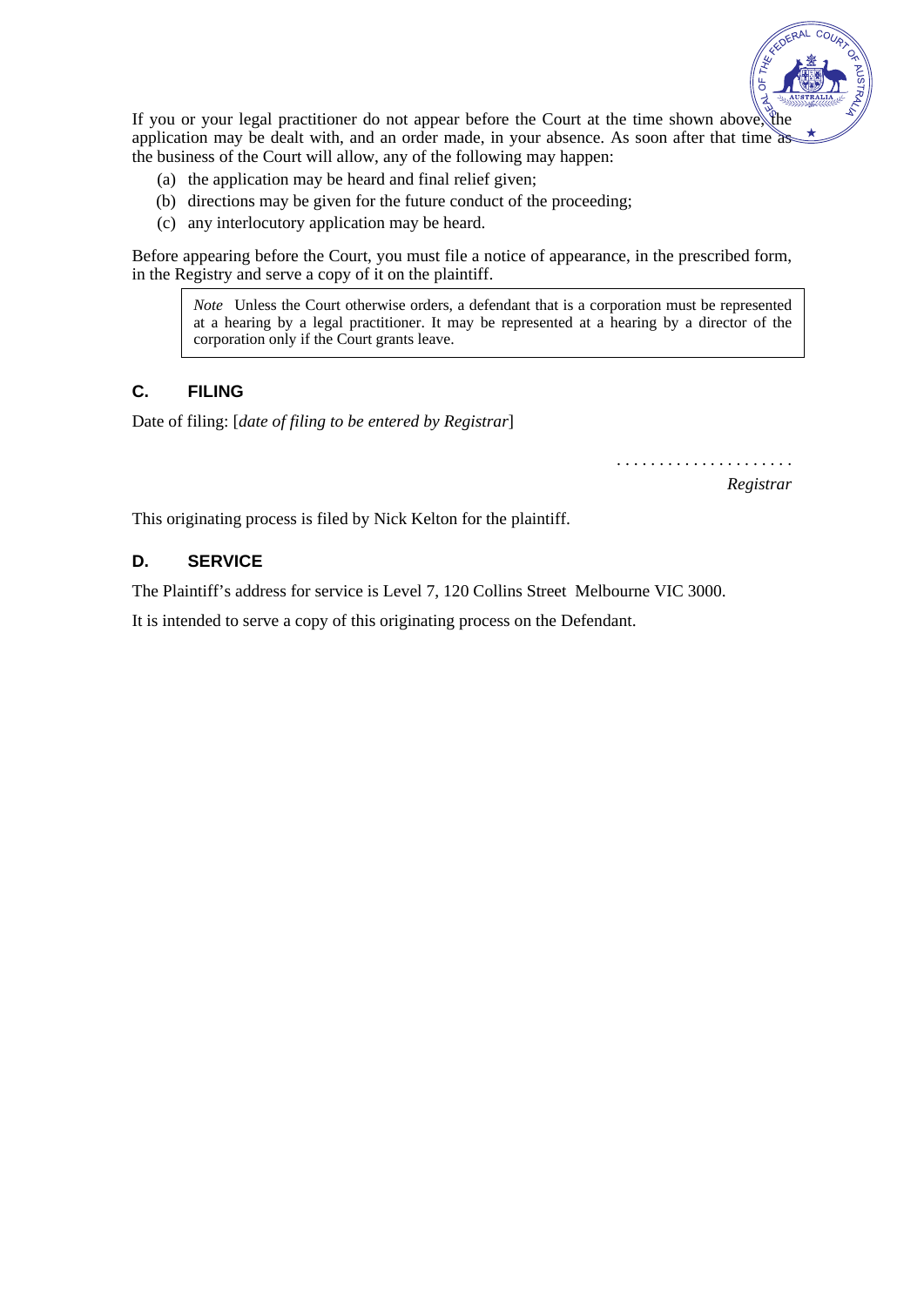If you or your legal practitioner do not appear before the Court at the time shown above, the application may be dealt with, and an order made, in your absence. As soon after that time as the business of the Court will allow, any of the following may happen:

(a) the application may be heard and final relief given;
(b) directions may be given for the future conduct of the proceeding;
(c) any interlocutory application may be heard.

Before appearing before the Court, you must file a notice of appearance, in the prescribed form, in the Registry and serve a copy of it on the plaintiff.

> *Note* Unless the Court otherwise orders, a defendant that is a corporation must be represented at a hearing by a legal practitioner. It may be represented at a hearing by a director of the corporation only if the Court grants leave.

## C. FILING

Date of filing: [*date of filing to be entered by Registrar*]

. . . . . . . . . . . . . . . . . . . . .
*Registrar*

This originating process is filed by Nick Kelton for the plaintiff.

## D. SERVICE

The Plaintiff's address for service is Level 7, 120 Collins Street Melbourne VIC 3000.

It is intended to serve a copy of this originating process on the Defendant.